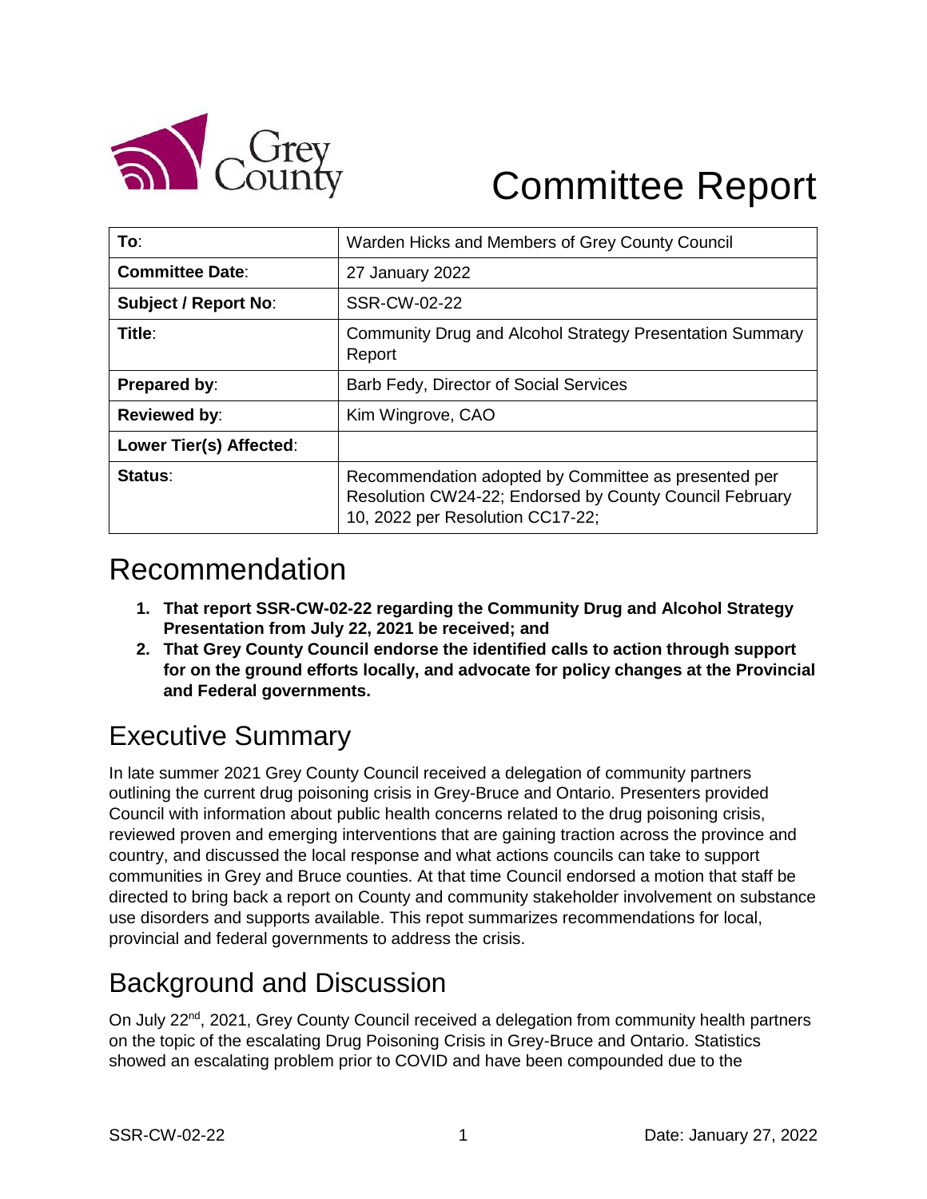# Committee Report

| To: | Warden Hicks and Members of Grey County Council |
|---|---|
| Committee Date: | 27 January 2022 |
| Subject / Report No: | SSR-CW-02-22 |
| Title: | Community Drug and Alcohol Strategy Presentation Summary Report |
| Prepared by: | Barb Fedy, Director of Social Services |
| Reviewed by: | Kim Wingrove, CAO |
| Lower Tier(s) Affected: | |
| Status: | Recommendation adopted by Committee as presented per Resolution CW24-22; Endorsed by County Council February 10, 2022 per Resolution CC17-22; |

## Recommendation

1. **That report SSR-CW-02-22 regarding the Community Drug and Alcohol Strategy Presentation from July 22, 2021 be received; and**
2. **That Grey County Council endorse the identified calls to action through support for on the ground efforts locally, and advocate for policy changes at the Provincial and Federal governments.**

## Executive Summary

In late summer 2021 Grey County Council received a delegation of community partners outlining the current drug poisoning crisis in Grey-Bruce and Ontario. Presenters provided Council with information about public health concerns related to the drug poisoning crisis, reviewed proven and emerging interventions that are gaining traction across the province and country, and discussed the local response and what actions councils can take to support communities in Grey and Bruce counties. At that time Council endorsed a motion that staff be directed to bring back a report on County and community stakeholder involvement on substance use disorders and supports available. This repot summarizes recommendations for local, provincial and federal governments to address the crisis.

## Background and Discussion

On July 22nd, 2021, Grey County Council received a delegation from community health partners on the topic of the escalating Drug Poisoning Crisis in Grey-Bruce and Ontario. Statistics showed an escalating problem prior to COVID and have been compounded due to the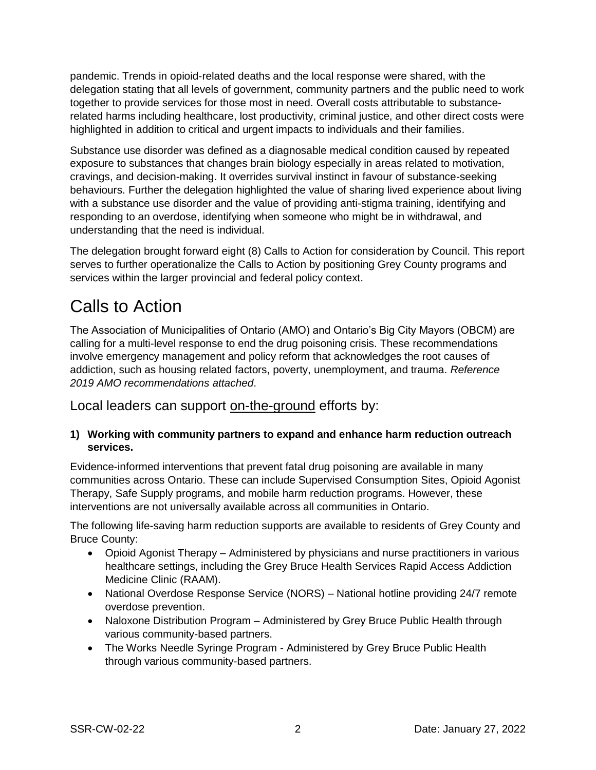pandemic. Trends in opioid-related deaths and the local response were shared, with the delegation stating that all levels of government, community partners and the public need to work together to provide services for those most in need. Overall costs attributable to substance-related harms including healthcare, lost productivity, criminal justice, and other direct costs were highlighted in addition to critical and urgent impacts to individuals and their families.

Substance use disorder was defined as a diagnosable medical condition caused by repeated exposure to substances that changes brain biology especially in areas related to motivation, cravings, and decision-making. It overrides survival instinct in favour of substance-seeking behaviours. Further the delegation highlighted the value of sharing lived experience about living with a substance use disorder and the value of providing anti-stigma training, identifying and responding to an overdose, identifying when someone who might be in withdrawal, and understanding that the need is individual.

The delegation brought forward eight (8) Calls to Action for consideration by Council. This report serves to further operationalize the Calls to Action by positioning Grey County programs and services within the larger provincial and federal policy context.

# Calls to Action

The Association of Municipalities of Ontario (AMO) and Ontario's Big City Mayors (OBCM) are calling for a multi-level response to end the drug poisoning crisis. These recommendations involve emergency management and policy reform that acknowledges the root causes of addiction, such as housing related factors, poverty, unemployment, and trauma. *Reference 2019 AMO recommendations attached*.

## Local leaders can support on-the-ground efforts by:

**1) Working with community partners to expand and enhance harm reduction outreach services.**

Evidence-informed interventions that prevent fatal drug poisoning are available in many communities across Ontario. These can include Supervised Consumption Sites, Opioid Agonist Therapy, Safe Supply programs, and mobile harm reduction programs. However, these interventions are not universally available across all communities in Ontario.

The following life-saving harm reduction supports are available to residents of Grey County and Bruce County:

- Opioid Agonist Therapy – Administered by physicians and nurse practitioners in various healthcare settings, including the Grey Bruce Health Services Rapid Access Addiction Medicine Clinic (RAAM).
- National Overdose Response Service (NORS) – National hotline providing 24/7 remote overdose prevention.
- Naloxone Distribution Program – Administered by Grey Bruce Public Health through various community-based partners.
- The Works Needle Syringe Program - Administered by Grey Bruce Public Health through various community-based partners.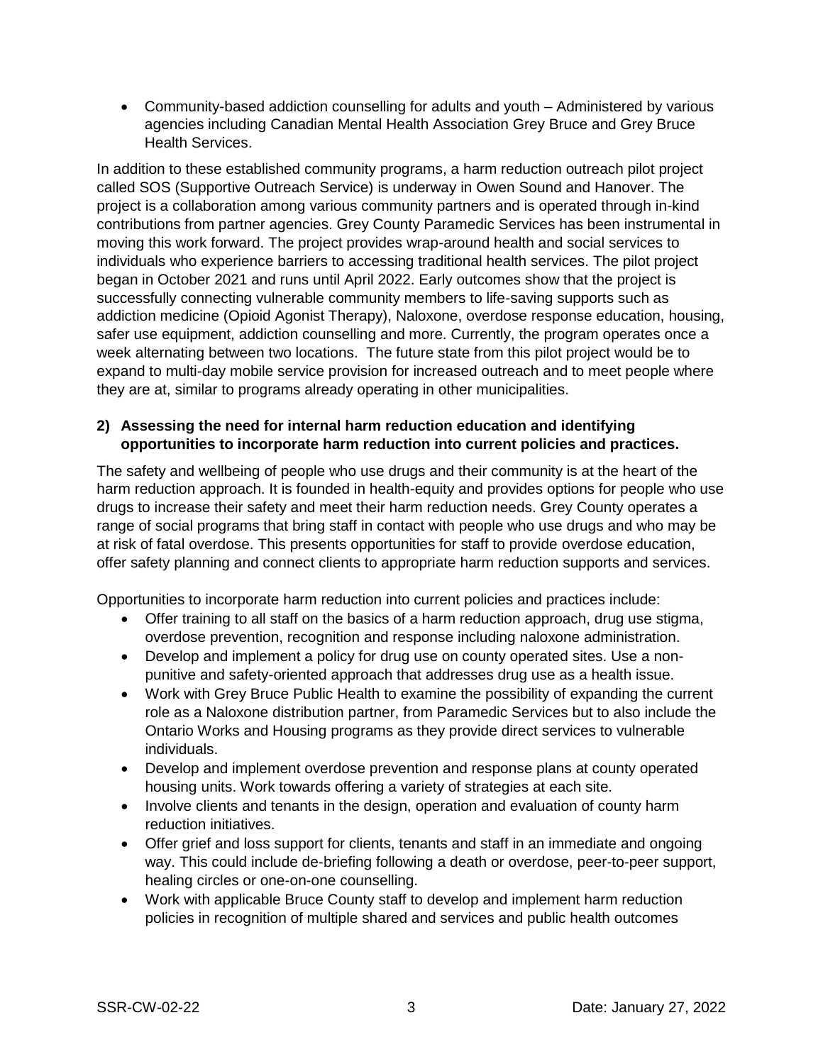- Community-based addiction counselling for adults and youth – Administered by various agencies including Canadian Mental Health Association Grey Bruce and Grey Bruce Health Services.

In addition to these established community programs, a harm reduction outreach pilot project called SOS (Supportive Outreach Service) is underway in Owen Sound and Hanover. The project is a collaboration among various community partners and is operated through in-kind contributions from partner agencies. Grey County Paramedic Services has been instrumental in moving this work forward. The project provides wrap-around health and social services to individuals who experience barriers to accessing traditional health services. The pilot project began in October 2021 and runs until April 2022. Early outcomes show that the project is successfully connecting vulnerable community members to life-saving supports such as addiction medicine (Opioid Agonist Therapy), Naloxone, overdose response education, housing, safer use equipment, addiction counselling and more. Currently, the program operates once a week alternating between two locations. The future state from this pilot project would be to expand to multi-day mobile service provision for increased outreach and to meet people where they are at, similar to programs already operating in other municipalities.

**2) Assessing the need for internal harm reduction education and identifying opportunities to incorporate harm reduction into current policies and practices.**

The safety and wellbeing of people who use drugs and their community is at the heart of the harm reduction approach. It is founded in health-equity and provides options for people who use drugs to increase their safety and meet their harm reduction needs. Grey County operates a range of social programs that bring staff in contact with people who use drugs and who may be at risk of fatal overdose. This presents opportunities for staff to provide overdose education, offer safety planning and connect clients to appropriate harm reduction supports and services.

Opportunities to incorporate harm reduction into current policies and practices include:

- Offer training to all staff on the basics of a harm reduction approach, drug use stigma, overdose prevention, recognition and response including naloxone administration.
- Develop and implement a policy for drug use on county operated sites. Use a non-punitive and safety-oriented approach that addresses drug use as a health issue.
- Work with Grey Bruce Public Health to examine the possibility of expanding the current role as a Naloxone distribution partner, from Paramedic Services but to also include the Ontario Works and Housing programs as they provide direct services to vulnerable individuals.
- Develop and implement overdose prevention and response plans at county operated housing units. Work towards offering a variety of strategies at each site.
- Involve clients and tenants in the design, operation and evaluation of county harm reduction initiatives.
- Offer grief and loss support for clients, tenants and staff in an immediate and ongoing way. This could include de-briefing following a death or overdose, peer-to-peer support, healing circles or one-on-one counselling.
- Work with applicable Bruce County staff to develop and implement harm reduction policies in recognition of multiple shared and services and public health outcomes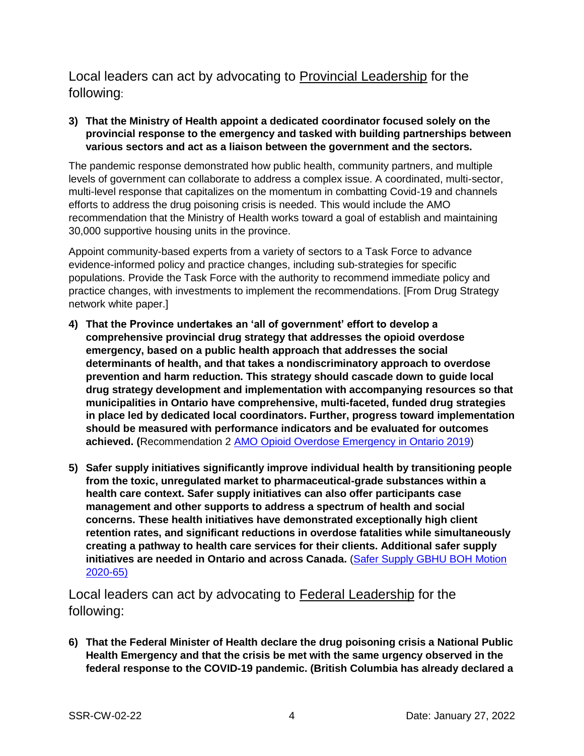## Local leaders can act by advocating to Provincial Leadership for the following:

3) **That the Ministry of Health appoint a dedicated coordinator focused solely on the provincial response to the emergency and tasked with building partnerships between various sectors and act as a liaison between the government and the sectors.**

The pandemic response demonstrated how public health, community partners, and multiple levels of government can collaborate to address a complex issue. A coordinated, multi-sector, multi-level response that capitalizes on the momentum in combatting Covid-19 and channels efforts to address the drug poisoning crisis is needed. This would include the AMO recommendation that the Ministry of Health works toward a goal of establish and maintaining 30,000 supportive housing units in the province.

Appoint community-based experts from a variety of sectors to a Task Force to advance evidence-informed policy and practice changes, including sub-strategies for specific populations. Provide the Task Force with the authority to recommend immediate policy and practice changes, with investments to implement the recommendations. [From Drug Strategy network white paper.]

4) **That the Province undertakes an 'all of government' effort to develop a comprehensive provincial drug strategy that addresses the opioid overdose emergency, based on a public health approach that addresses the social determinants of health, and that takes a nondiscriminatory approach to overdose prevention and harm reduction. This strategy should cascade down to guide local drug strategy development and implementation with accompanying resources so that municipalities in Ontario have comprehensive, multi-faceted, funded drug strategies in place led by dedicated local coordinators. Further, progress toward implementation should be measured with performance indicators and be evaluated for outcomes achieved. (**Recommendation 2 AMO Opioid Overdose Emergency in Ontario 2019)

5) **Safer supply initiatives significantly improve individual health by transitioning people from the toxic, unregulated market to pharmaceutical-grade substances within a health care context. Safer supply initiatives can also offer participants case management and other supports to address a spectrum of health and social concerns. These health initiatives have demonstrated exceptionally high client retention rates, and significant reductions in overdose fatalities while simultaneously creating a pathway to health care services for their clients. Additional safer supply initiatives are needed in Ontario and across Canada.** (Safer Supply GBHU BOH Motion 2020-65)

## Local leaders can act by advocating to Federal Leadership for the following:

6) **That the Federal Minister of Health declare the drug poisoning crisis a National Public Health Emergency and that the crisis be met with the same urgency observed in the federal response to the COVID-19 pandemic. (British Columbia has already declared a**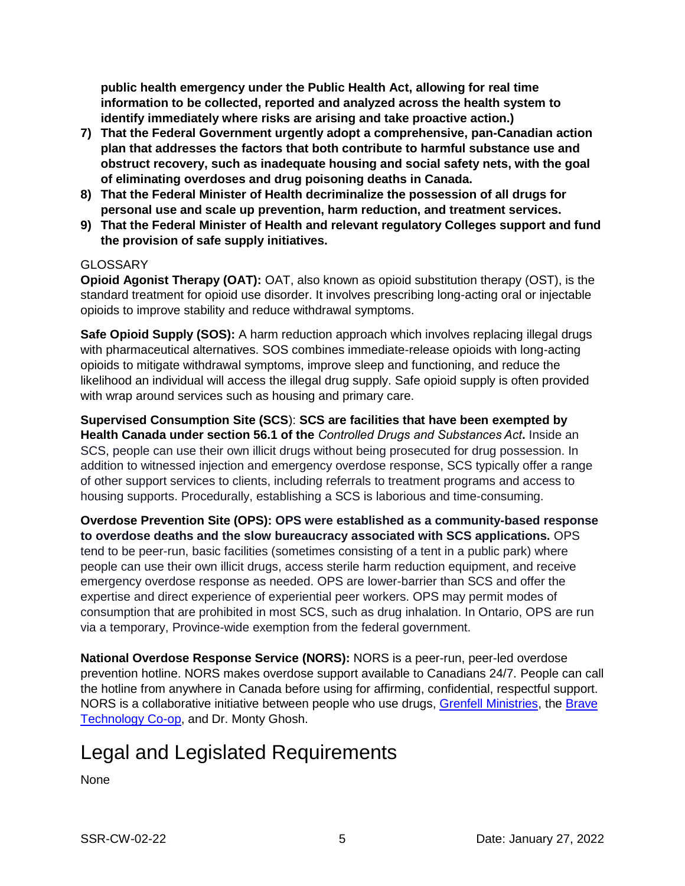**public health emergency under the Public Health Act, allowing for real time information to be collected, reported and analyzed across the health system to identify immediately where risks are arising and take proactive action.)**

7) **That the Federal Government urgently adopt a comprehensive, pan-Canadian action plan that addresses the factors that both contribute to harmful substance use and obstruct recovery, such as inadequate housing and social safety nets, with the goal of eliminating overdoses and drug poisoning deaths in Canada.**
8) **That the Federal Minister of Health decriminalize the possession of all drugs for personal use and scale up prevention, harm reduction, and treatment services.**
9) **That the Federal Minister of Health and relevant regulatory Colleges support and fund the provision of safe supply initiatives.**

GLOSSARY

**Opioid Agonist Therapy (OAT):** OAT, also known as opioid substitution therapy (OST), is the standard treatment for opioid use disorder. It involves prescribing long-acting oral or injectable opioids to improve stability and reduce withdrawal symptoms.

**Safe Opioid Supply (SOS):** A harm reduction approach which involves replacing illegal drugs with pharmaceutical alternatives. SOS combines immediate-release opioids with long-acting opioids to mitigate withdrawal symptoms, improve sleep and functioning, and reduce the likelihood an individual will access the illegal drug supply. Safe opioid supply is often provided with wrap around services such as housing and primary care.

**Supervised Consumption Site (SCS)**: **SCS are facilities that have been exempted by Health Canada under section 56.1 of the *Controlled Drugs and Substances Act*.** Inside an SCS, people can use their own illicit drugs without being prosecuted for drug possession. In addition to witnessed injection and emergency overdose response, SCS typically offer a range of other support services to clients, including referrals to treatment programs and access to housing supports. Procedurally, establishing a SCS is laborious and time-consuming.

**Overdose Prevention Site (OPS): OPS were established as a community-based response to overdose deaths and the slow bureaucracy associated with SCS applications.** OPS tend to be peer-run, basic facilities (sometimes consisting of a tent in a public park) where people can use their own illicit drugs, access sterile harm reduction equipment, and receive emergency overdose response as needed. OPS are lower-barrier than SCS and offer the expertise and direct experience of experiential peer workers. OPS may permit modes of consumption that are prohibited in most SCS, such as drug inhalation. In Ontario, OPS are run via a temporary, Province-wide exemption from the federal government.

**National Overdose Response Service (NORS):** NORS is a peer-run, peer-led overdose prevention hotline. NORS makes overdose support available to Canadians 24/7. People can call the hotline from anywhere in Canada before using for affirming, confidential, respectful support. NORS is a collaborative initiative between people who use drugs, Grenfell Ministries, the Brave Technology Co-op, and Dr. Monty Ghosh.

# Legal and Legislated Requirements

None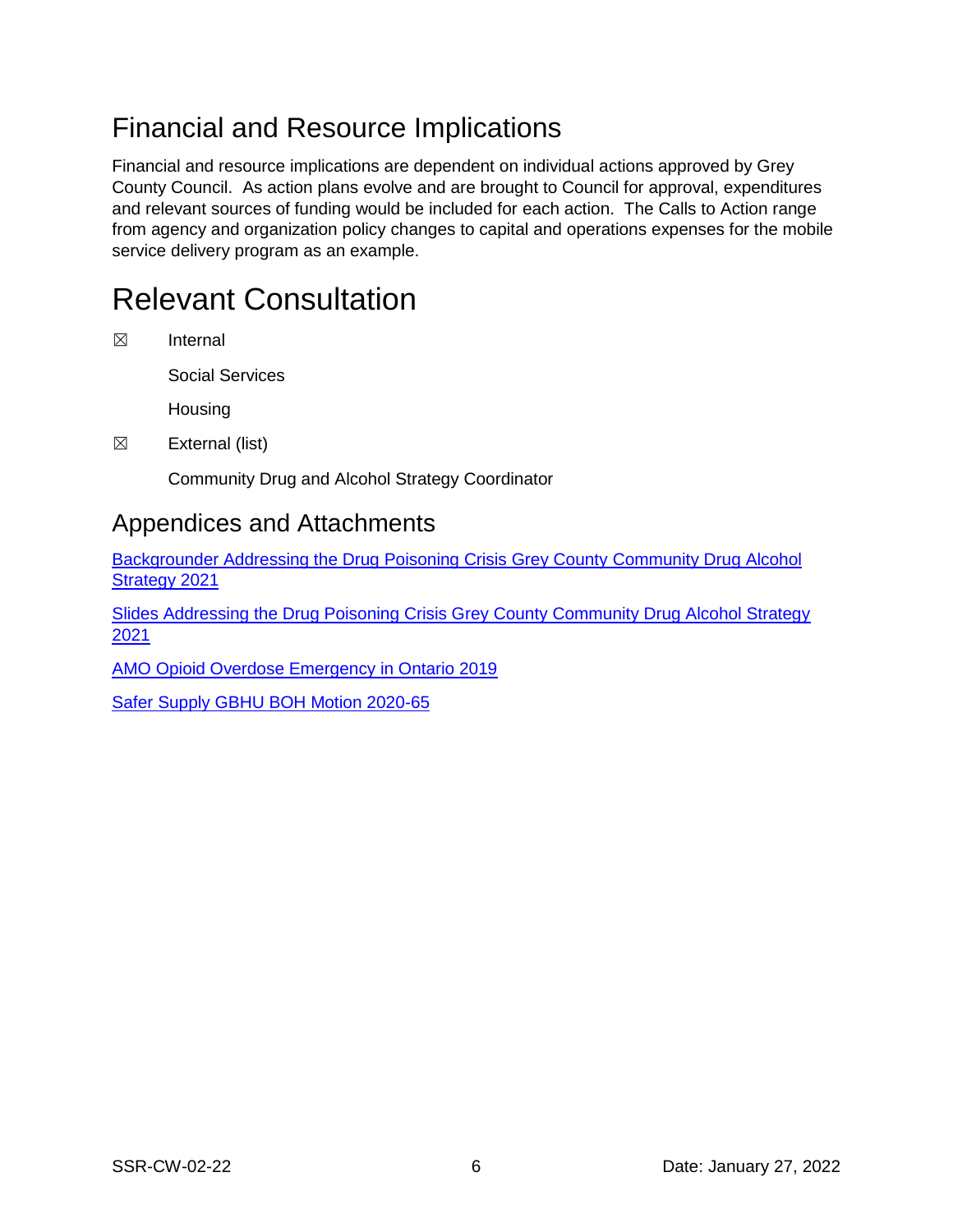## Financial and Resource Implications

Financial and resource implications are dependent on individual actions approved by Grey County Council. As action plans evolve and are brought to Council for approval, expenditures and relevant sources of funding would be included for each action. The Calls to Action range from agency and organization policy changes to capital and operations expenses for the mobile service delivery program as an example.

# Relevant Consultation

☒ Internal

Social Services

Housing

☒ External (list)

Community Drug and Alcohol Strategy Coordinator

## Appendices and Attachments

[Backgrounder Addressing the Drug Poisoning Crisis Grey County Community Drug Alcohol Strategy 2021]

[Slides Addressing the Drug Poisoning Crisis Grey County Community Drug Alcohol Strategy 2021]

[AMO Opioid Overdose Emergency in Ontario 2019]

[Safer Supply GBHU BOH Motion 2020-65]